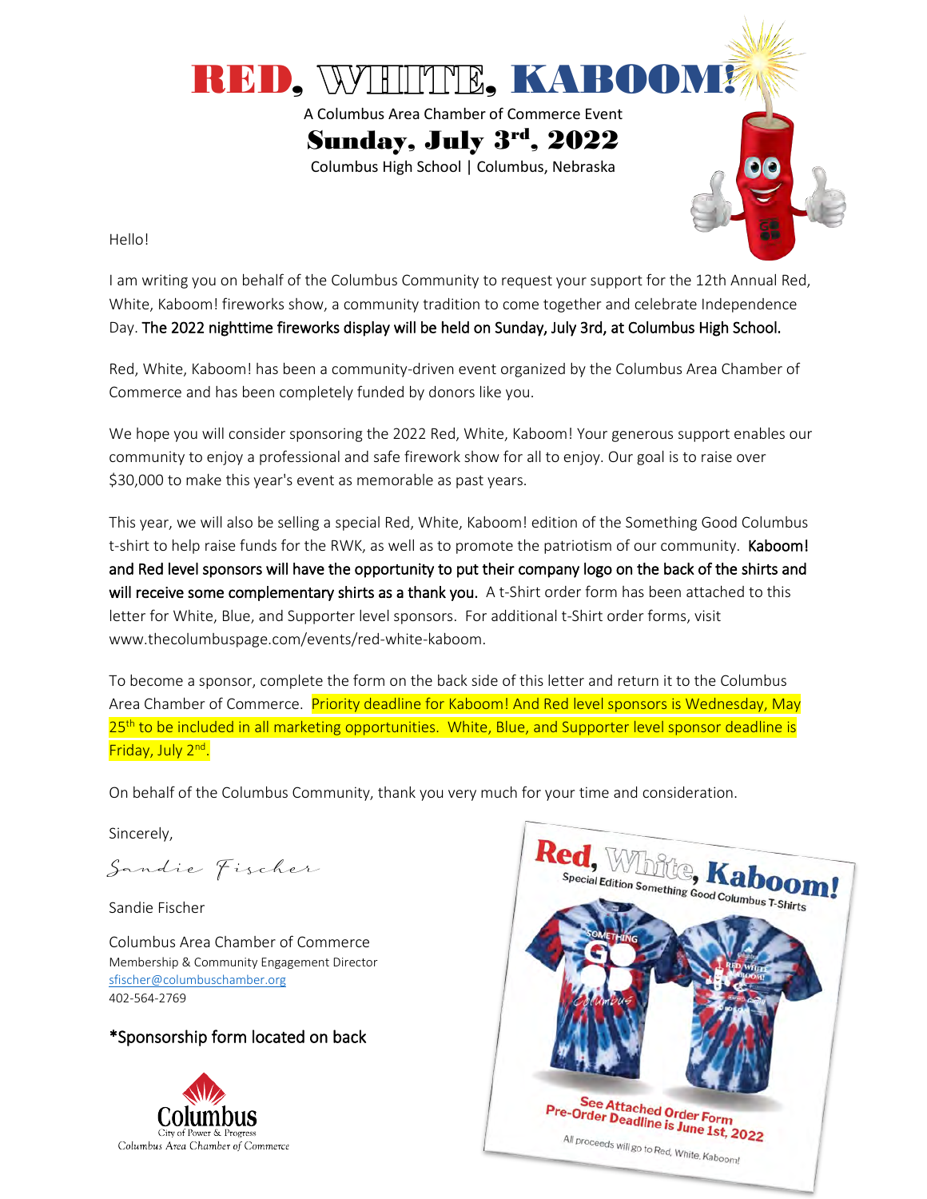# RED, WHITE, KABOOM!

A Columbus Area Chamber of Commerce Event

## Sunday, July 3rd, 2022

Columbus High School | Columbus, Nebraska

Hello!

I am writing you on behalf of the Columbus Community to request your support for the 12th Annual Red, White, Kaboom! fireworks show, a community tradition to come together and celebrate Independence Day. **The 2022 nighttime fireworks display will be held on Sunday, July 3rd, at Columbus High School.**

Red, White, Kaboom! has been a community-driven event organized by the Columbus Area Chamber of Commerce and has been completely funded by donors like you.

We hope you will consider sponsoring the 2022 Red, White, Kaboom! Your generous support enables our community to enjoy a professional and safe firework show for all to enjoy. Our goal is to raise over $30,000 to make this year's event as memorable as past years.

This year, we will also be selling a special Red, White, Kaboom! edition of the Something Good Columbus t-shirt to help raise funds for the RWK, as well as to promote the patriotism of our community. **Kaboom! and Red level sponsors will have the opportunity to put their company logo on the back of the shirts and will receive some complementary shirts as a thank you.** A t-Shirt order form has been attached to this letter for White, Blue, and Supporter level sponsors. For additional t-Shirt order forms, visit www.thecolumbuspage.com/events/red-white-kaboom.

To become a sponsor, complete the form on the back side of this letter and return it to the Columbus Area Chamber of Commerce. Priority deadline for Kaboom! And Red level sponsors is Wednesday, May 25th to be included in all marketing opportunities. White, Blue, and Supporter level sponsor deadline is Friday, July 2nd.

On behalf of the Columbus Community, thank you very much for your time and consideration.

Sincerely,

*Sandie Fischer*

Sandie Fischer

Columbus Area Chamber of Commerce
Membership & Community Engagement Director
sfischer@columbuschamber.org
402-564-2769

**\*Sponsorship form located on back**

Columbus
City of Power & Progress
Columbus Area Chamber of Commerce

**Red, White, Kaboom!**
Special Edition Something Good Columbus T-Shirts

See Attached Order Form
Pre-Order Deadline is June 1st, 2022

All proceeds will go to Red, White, Kaboom!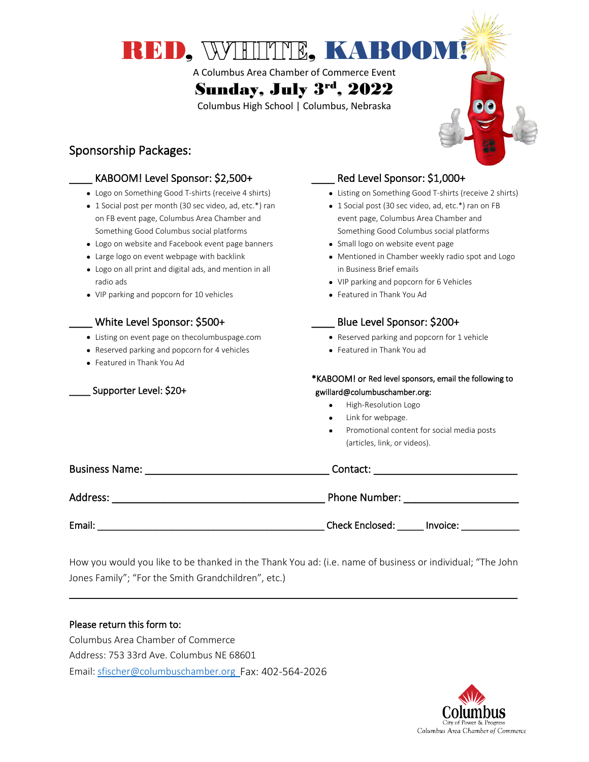# RED, WHITE, KABOOM!

A Columbus Area Chamber of Commerce Event

## Sunday, July 3rd, 2022

Columbus High School | Columbus, Nebraska

## Sponsorship Packages:

**____ KABOOM! Level Sponsor: $2,500+**

- Logo on Something Good T-shirts (receive 4 shirts)
- 1 Social post per month (30 sec video, ad, etc.*) ran on FB event page, Columbus Area Chamber and Something Good Columbus social platforms
- Logo on website and Facebook event page banners
- Large logo on event webpage with backlink
- Logo on all print and digital ads, and mention in all radio ads
- VIP parking and popcorn for 10 vehicles

**____ Red Level Sponsor: $1,000+**

- Listing on Something Good T-shirts (receive 2 shirts)
- 1 Social post (30 sec video, ad, etc.*) ran on FB event page, Columbus Area Chamber and Something Good Columbus social platforms
- Small logo on website event page
- Mentioned in Chamber weekly radio spot and Logo in Business Brief emails
- VIP parking and popcorn for 6 Vehicles
- Featured in Thank You Ad

**____ White Level Sponsor: $500+**

- Listing on event page on thecolumbuspage.com
- Reserved parking and popcorn for 4 vehicles
- Featured in Thank You Ad

**____ Blue Level Sponsor: $200+**

- Reserved parking and popcorn for 1 vehicle
- Featured in Thank You ad

**____ Supporter Level: $20+**

*KABOOM! or Red level sponsors, email the following to gwillard@columbuschamber.org:

- High-Resolution Logo
- Link for webpage.
- Promotional content for social media posts (articles, link, or videos).

Business Name: ______________________________ Contact: ______________________

Address: ________________________________ Phone Number: __________________

Email: ____________________________________ Check Enclosed: _____ Invoice: __________

How you would you like to be thanked in the Thank You ad: (i.e. name of business or individual; “The John Jones Family”; “For the Smith Grandchildren”, etc.)

______________________________________________________________________________

**Please return this form to:**

Columbus Area Chamber of Commerce

Address: 753 33rd Ave. Columbus NE 68601

Email: sfischer@columbuschamber.org Fax: 402-564-2026

Columbus
City of Power & Progress
Columbus Area Chamber of Commerce